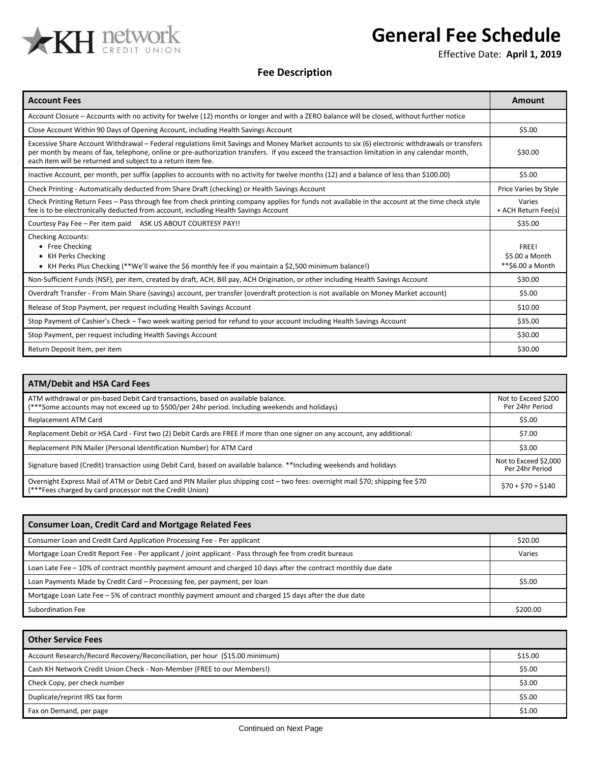KH network CREDIT UNION

# General Fee Schedule

Effective Date: **April 1, 2019**

## Fee Description

| Account Fees | Amount |
|---|---|
| Account Closure – Accounts with no activity for twelve (12) months or longer and with a ZERO balance will be closed, without further notice | |
| Close Account Within 90 Days of Opening Account, including Health Savings Account | $5.00 |
| Excessive Share Account Withdrawal – Federal regulations limit Savings and Money Market accounts to six (6) electronic withdrawals or transfers per month by means of fax, telephone, online or pre-authorization transfers. If you exceed the transaction limitation in any calendar month, each item will be returned and subject to a return item fee. | $30.00 |
| Inactive Account, per month, per suffix (applies to accounts with no activity for twelve months (12) and a balance of less than $100.00) | $5.00 |
| Check Printing - Automatically deducted from Share Draft (checking) or Health Savings Account | Price Varies by Style |
| Check Printing Return Fees – Pass through fee from check printing company applies for funds not available in the account at the time check style fee is to be electronically deducted from account, including Health Savings Account | Varies + ACH Return Fee(s) |
| Courtesy Pay Fee – Per item paid ASK US ABOUT COURTESY PAY!! | $35.00 |
| Checking Accounts:<br>• Free Checking<br>• KH Perks Checking<br>• KH Perks Plus Checking (**We'll waive the $6 monthly fee if you maintain a $2,500 minimum balance!) | <br>FREE!<br>$5.00 a Month<br>**$6.00 a Month |
| Non-Sufficient Funds (NSF), per item, created by draft, ACH, Bill pay, ACH Origination, or other including Health Savings Account | $30.00 |
| Overdraft Transfer - From Main Share (savings) account, per transfer (overdraft protection is not available on Money Market account) | $5.00 |
| Release of Stop Payment, per request including Health Savings Account | $10.00 |
| Stop Payment of Cashier's Check – Two week waiting period for refund to your account including Health Savings Account | $35.00 |
| Stop Payment, per request including Health Savings Account | $30.00 |
| Return Deposit Item, per item | $30.00 |

| ATM/Debit and HSA Card Fees | |
|---|---|
| ATM withdrawal or pin-based Debit Card transactions, based on available balance.<br>(***Some accounts may not exceed up to $500/per 24hr period. Including weekends and holidays) | Not to Exceed $200 Per 24hr Period |
| Replacement ATM Card | $5.00 |
| Replacement Debit or HSA Card - First two (2) Debit Cards are FREE if more than one signer on any account, any additional: | $7.00 |
| Replacement PIN Mailer (Personal Identification Number) for ATM Card | $3.00 |
| Signature based (Credit) transaction using Debit Card, based on available balance. **Including weekends and holidays | Not to Exceed $2,000 Per 24hr Period |
| Overnight Express Mail of ATM or Debit Card and PIN Mailer plus shipping cost – two fees: overnight mail $70; shipping fee $70<br>(***Fees charged by card processor not the Credit Union) | $70 + $70 = $140 |

| Consumer Loan, Credit Card and Mortgage Related Fees | |
|---|---|
| Consumer Loan and Credit Card Application Processing Fee - Per applicant | $20.00 |
| Mortgage Loan Credit Report Fee - Per applicant / joint applicant - Pass through fee from credit bureaus | Varies |
| Loan Late Fee – 10% of contract monthly payment amount and charged 10 days after the contract monthly due date | |
| Loan Payments Made by Credit Card – Processing fee, per payment, per loan | $5.00 |
| Mortgage Loan Late Fee – 5% of contract monthly payment amount and charged 15 days after the due date | |
| Subordination Fee | $200.00 |

| Other Service Fees | |
|---|---|
| Account Research/Record Recovery/Reconciliation, per hour ($15.00 minimum) | $15.00 |
| Cash KH Network Credit Union Check - Non-Member (FREE to our Members!) | $5.00 |
| Check Copy, per check number | $3.00 |
| Duplicate/reprint IRS tax form | $5.00 |
| Fax on Demand, per page | $1.00 |

Continued on Next Page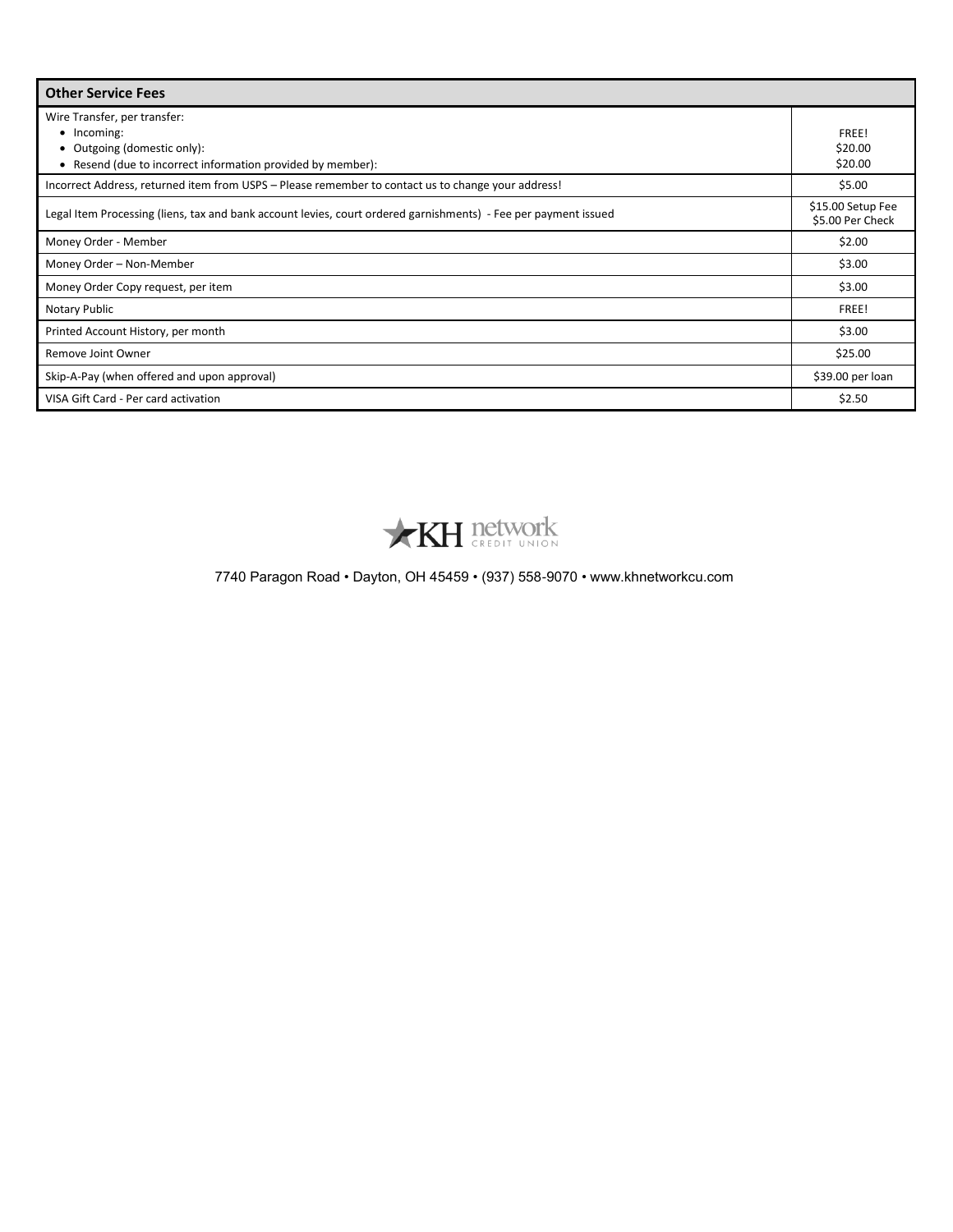| Other Service Fees | |
|---|---|
| Wire Transfer, per transfer:<br>• Incoming:<br>• Outgoing (domestic only):<br>• Resend (due to incorrect information provided by member): | <br>FREE!<br>$20.00<br>$20.00 |
| Incorrect Address, returned item from USPS – Please remember to contact us to change your address! | $5.00 |
| Legal Item Processing (liens, tax and bank account levies, court ordered garnishments) - Fee per payment issued | $15.00 Setup Fee<br>$5.00 Per Check |
| Money Order - Member | $2.00 |
| Money Order – Non-Member | $3.00 |
| Money Order Copy request, per item | $3.00 |
| Notary Public | FREE! |
| Printed Account History, per month | $3.00 |
| Remove Joint Owner | $25.00 |
| Skip-A-Pay (when offered and upon approval) | $39.00 per loan |
| VISA Gift Card - Per card activation | $2.50 |

KH network CREDIT UNION

7740 Paragon Road • Dayton, OH 45459 • (937) 558-9070 • www.khnetworkcu.com